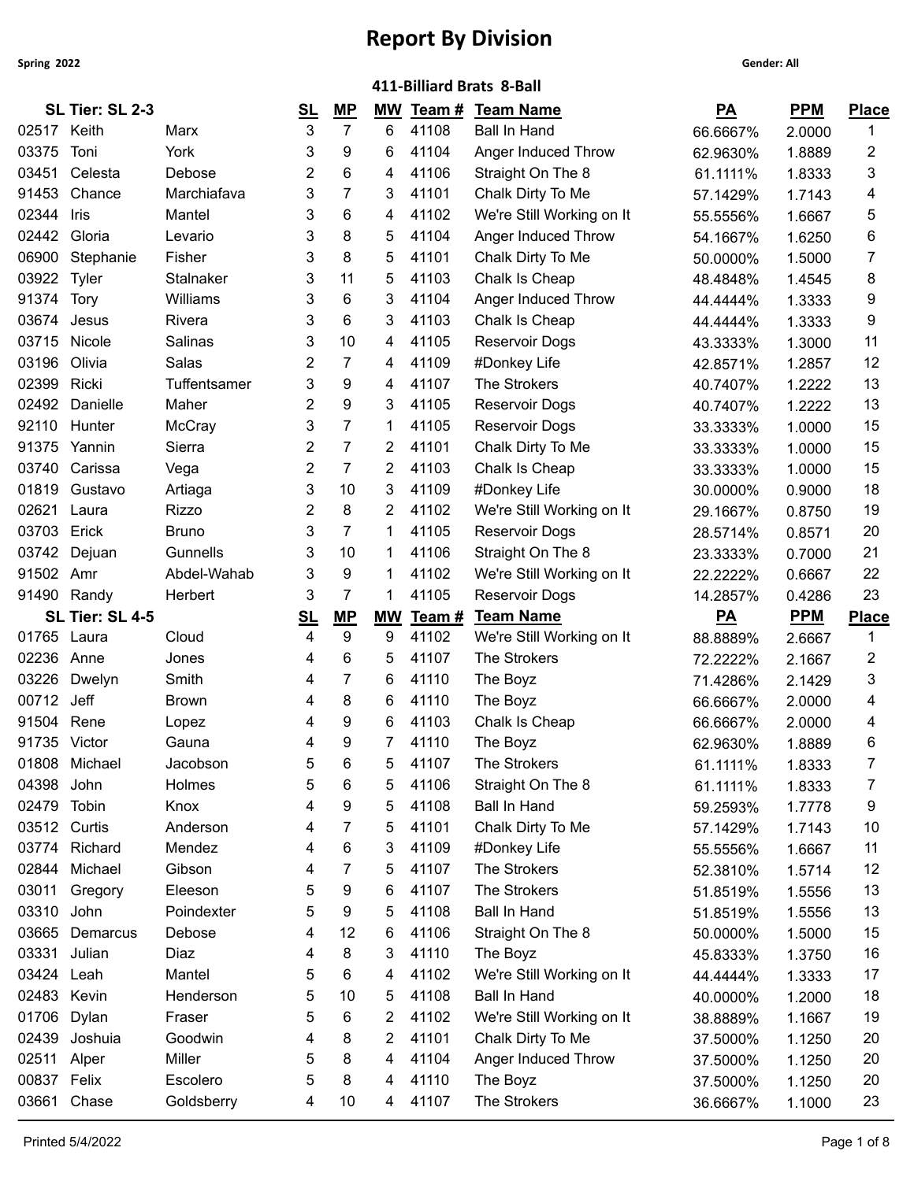# Report By Division

Spring 2022

Gender: All

## 411-Billiard Brats 8-Ball

| SL Tier: SL 2-3 | | | SL | MP | MW | Team # | Team Name | PA | PPM | Place |
|---|---|---|---|---|---|---|---|---|---|---|
| 02517 | Keith | Marx | 3 | 7 | 6 | 41108 | Ball In Hand | 66.6667% | 2.0000 | 1 |
| 03375 | Toni | York | 3 | 9 | 6 | 41104 | Anger Induced Throw | 62.9630% | 1.8889 | 2 |
| 03451 | Celesta | Debose | 2 | 6 | 4 | 41106 | Straight On The 8 | 61.1111% | 1.8333 | 3 |
| 91453 | Chance | Marchiafava | 3 | 7 | 3 | 41101 | Chalk Dirty To Me | 57.1429% | 1.7143 | 4 |
| 02344 | Iris | Mantel | 3 | 6 | 4 | 41102 | We're Still Working on It | 55.5556% | 1.6667 | 5 |
| 02442 | Gloria | Levario | 3 | 8 | 5 | 41104 | Anger Induced Throw | 54.1667% | 1.6250 | 6 |
| 06900 | Stephanie | Fisher | 3 | 8 | 5 | 41101 | Chalk Dirty To Me | 50.0000% | 1.5000 | 7 |
| 03922 | Tyler | Stalnaker | 3 | 11 | 5 | 41103 | Chalk Is Cheap | 48.4848% | 1.4545 | 8 |
| 91374 | Tory | Williams | 3 | 6 | 3 | 41104 | Anger Induced Throw | 44.4444% | 1.3333 | 9 |
| 03674 | Jesus | Rivera | 3 | 6 | 3 | 41103 | Chalk Is Cheap | 44.4444% | 1.3333 | 9 |
| 03715 | Nicole | Salinas | 3 | 10 | 4 | 41105 | Reservoir Dogs | 43.3333% | 1.3000 | 11 |
| 03196 | Olivia | Salas | 2 | 7 | 4 | 41109 | #Donkey Life | 42.8571% | 1.2857 | 12 |
| 02399 | Ricki | Tuffentsamer | 3 | 9 | 4 | 41107 | The Strokers | 40.7407% | 1.2222 | 13 |
| 02492 | Danielle | Maher | 2 | 9 | 3 | 41105 | Reservoir Dogs | 40.7407% | 1.2222 | 13 |
| 92110 | Hunter | McCray | 3 | 7 | 1 | 41105 | Reservoir Dogs | 33.3333% | 1.0000 | 15 |
| 91375 | Yannin | Sierra | 2 | 7 | 2 | 41101 | Chalk Dirty To Me | 33.3333% | 1.0000 | 15 |
| 03740 | Carissa | Vega | 2 | 7 | 2 | 41103 | Chalk Is Cheap | 33.3333% | 1.0000 | 15 |
| 01819 | Gustavo | Artiaga | 3 | 10 | 3 | 41109 | #Donkey Life | 30.0000% | 0.9000 | 18 |
| 02621 | Laura | Rizzo | 2 | 8 | 2 | 41102 | We're Still Working on It | 29.1667% | 0.8750 | 19 |
| 03703 | Erick | Bruno | 3 | 7 | 1 | 41105 | Reservoir Dogs | 28.5714% | 0.8571 | 20 |
| 03742 | Dejuan | Gunnells | 3 | 10 | 1 | 41106 | Straight On The 8 | 23.3333% | 0.7000 | 21 |
| 91502 | Amr | Abdel-Wahab | 3 | 9 | 1 | 41102 | We're Still Working on It | 22.2222% | 0.6667 | 22 |
| 91490 | Randy | Herbert | 3 | 7 | 1 | 41105 | Reservoir Dogs | 14.2857% | 0.4286 | 23 |

| SL Tier: SL 4-5 | | | SL | MP | MW | Team # | Team Name | PA | PPM | Place |
|---|---|---|---|---|---|---|---|---|---|---|
| 01765 | Laura | Cloud | 4 | 9 | 9 | 41102 | We're Still Working on It | 88.8889% | 2.6667 | 1 |
| 02236 | Anne | Jones | 4 | 6 | 5 | 41107 | The Strokers | 72.2222% | 2.1667 | 2 |
| 03226 | Dwelyn | Smith | 4 | 7 | 6 | 41110 | The Boyz | 71.4286% | 2.1429 | 3 |
| 00712 | Jeff | Brown | 4 | 8 | 6 | 41110 | The Boyz | 66.6667% | 2.0000 | 4 |
| 91504 | Rene | Lopez | 4 | 9 | 6 | 41103 | Chalk Is Cheap | 66.6667% | 2.0000 | 4 |
| 91735 | Victor | Gauna | 4 | 9 | 7 | 41110 | The Boyz | 62.9630% | 1.8889 | 6 |
| 01808 | Michael | Jacobson | 5 | 6 | 5 | 41107 | The Strokers | 61.1111% | 1.8333 | 7 |
| 04398 | John | Holmes | 5 | 6 | 5 | 41106 | Straight On The 8 | 61.1111% | 1.8333 | 7 |
| 02479 | Tobin | Knox | 4 | 9 | 5 | 41108 | Ball In Hand | 59.2593% | 1.7778 | 9 |
| 03512 | Curtis | Anderson | 4 | 7 | 5 | 41101 | Chalk Dirty To Me | 57.1429% | 1.7143 | 10 |
| 03774 | Richard | Mendez | 4 | 6 | 3 | 41109 | #Donkey Life | 55.5556% | 1.6667 | 11 |
| 02844 | Michael | Gibson | 4 | 7 | 5 | 41107 | The Strokers | 52.3810% | 1.5714 | 12 |
| 03011 | Gregory | Eleeson | 5 | 9 | 6 | 41107 | The Strokers | 51.8519% | 1.5556 | 13 |
| 03310 | John | Poindexter | 5 | 9 | 5 | 41108 | Ball In Hand | 51.8519% | 1.5556 | 13 |
| 03665 | Demarcus | Debose | 4 | 12 | 6 | 41106 | Straight On The 8 | 50.0000% | 1.5000 | 15 |
| 03331 | Julian | Diaz | 4 | 8 | 3 | 41110 | The Boyz | 45.8333% | 1.3750 | 16 |
| 03424 | Leah | Mantel | 5 | 6 | 4 | 41102 | We're Still Working on It | 44.4444% | 1.3333 | 17 |
| 02483 | Kevin | Henderson | 5 | 10 | 5 | 41108 | Ball In Hand | 40.0000% | 1.2000 | 18 |
| 01706 | Dylan | Fraser | 5 | 6 | 2 | 41102 | We're Still Working on It | 38.8889% | 1.1667 | 19 |
| 02439 | Joshuia | Goodwin | 4 | 8 | 2 | 41101 | Chalk Dirty To Me | 37.5000% | 1.1250 | 20 |
| 02511 | Alper | Miller | 5 | 8 | 4 | 41104 | Anger Induced Throw | 37.5000% | 1.1250 | 20 |
| 00837 | Felix | Escolero | 5 | 8 | 4 | 41110 | The Boyz | 37.5000% | 1.1250 | 20 |
| 03661 | Chase | Goldsberry | 4 | 10 | 4 | 41107 | The Strokers | 36.6667% | 1.1000 | 23 |

Printed 5/4/2022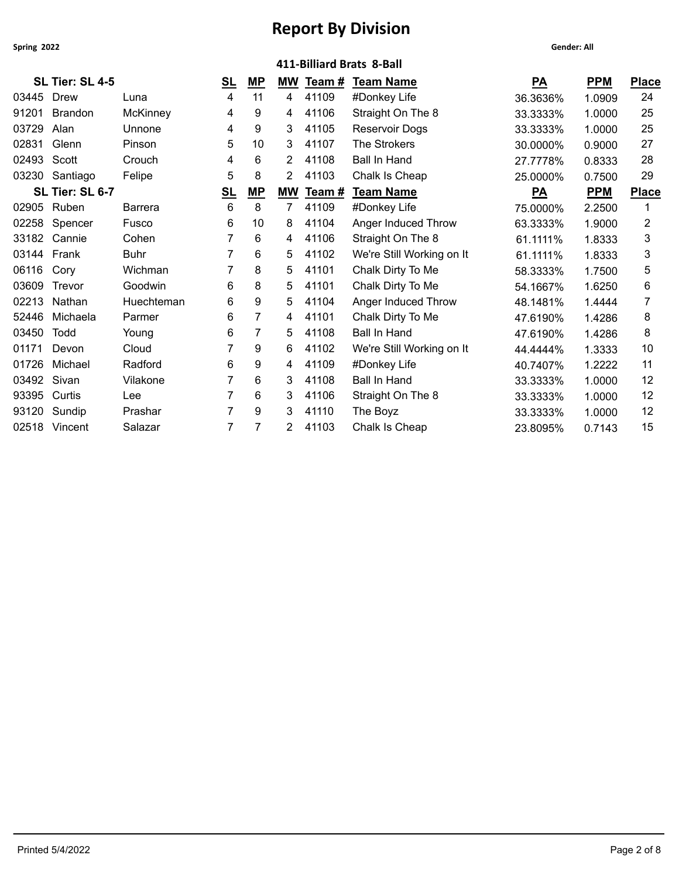# Report By Division

**Spring 2022** **Gender: All**

## 411-Billiard Brats 8-Ball

| SL Tier: SL 4-5 | | | SL | MP | MW | Team # | Team Name | PA | PPM | Place |
|---|---|---|---|---|---|---|---|---|---|---|
| 03445 | Drew | Luna | 4 | 11 | 4 | 41109 | #Donkey Life | 36.3636% | 1.0909 | 24 |
| 91201 | Brandon | McKinney | 4 | 9 | 4 | 41106 | Straight On The 8 | 33.3333% | 1.0000 | 25 |
| 03729 | Alan | Unnone | 4 | 9 | 3 | 41105 | Reservoir Dogs | 33.3333% | 1.0000 | 25 |
| 02831 | Glenn | Pinson | 5 | 10 | 3 | 41107 | The Strokers | 30.0000% | 0.9000 | 27 |
| 02493 | Scott | Crouch | 4 | 6 | 2 | 41108 | Ball In Hand | 27.7778% | 0.8333 | 28 |
| 03230 | Santiago | Felipe | 5 | 8 | 2 | 41103 | Chalk Is Cheap | 25.0000% | 0.7500 | 29 |

| SL Tier: SL 6-7 | | | SL | MP | MW | Team # | Team Name | PA | PPM | Place |
|---|---|---|---|---|---|---|---|---|---|---|
| 02905 | Ruben | Barrera | 6 | 8 | 7 | 41109 | #Donkey Life | 75.0000% | 2.2500 | 1 |
| 02258 | Spencer | Fusco | 6 | 10 | 8 | 41104 | Anger Induced Throw | 63.3333% | 1.9000 | 2 |
| 33182 | Cannie | Cohen | 7 | 6 | 4 | 41106 | Straight On The 8 | 61.1111% | 1.8333 | 3 |
| 03144 | Frank | Buhr | 7 | 6 | 5 | 41102 | We're Still Working on It | 61.1111% | 1.8333 | 3 |
| 06116 | Cory | Wichman | 7 | 8 | 5 | 41101 | Chalk Dirty To Me | 58.3333% | 1.7500 | 5 |
| 03609 | Trevor | Goodwin | 6 | 8 | 5 | 41101 | Chalk Dirty To Me | 54.1667% | 1.6250 | 6 |
| 02213 | Nathan | Huechteman | 6 | 9 | 5 | 41104 | Anger Induced Throw | 48.1481% | 1.4444 | 7 |
| 52446 | Michaela | Parmer | 6 | 7 | 4 | 41101 | Chalk Dirty To Me | 47.6190% | 1.4286 | 8 |
| 03450 | Todd | Young | 6 | 7 | 5 | 41108 | Ball In Hand | 47.6190% | 1.4286 | 8 |
| 01171 | Devon | Cloud | 7 | 9 | 6 | 41102 | We're Still Working on It | 44.4444% | 1.3333 | 10 |
| 01726 | Michael | Radford | 6 | 9 | 4 | 41109 | #Donkey Life | 40.7407% | 1.2222 | 11 |
| 03492 | Sivan | Vilakone | 7 | 6 | 3 | 41108 | Ball In Hand | 33.3333% | 1.0000 | 12 |
| 93395 | Curtis | Lee | 7 | 6 | 3 | 41106 | Straight On The 8 | 33.3333% | 1.0000 | 12 |
| 93120 | Sundip | Prashar | 7 | 9 | 3 | 41110 | The Boyz | 33.3333% | 1.0000 | 12 |
| 02518 | Vincent | Salazar | 7 | 7 | 2 | 41103 | Chalk Is Cheap | 23.8095% | 0.7143 | 15 |

Printed 5/4/2022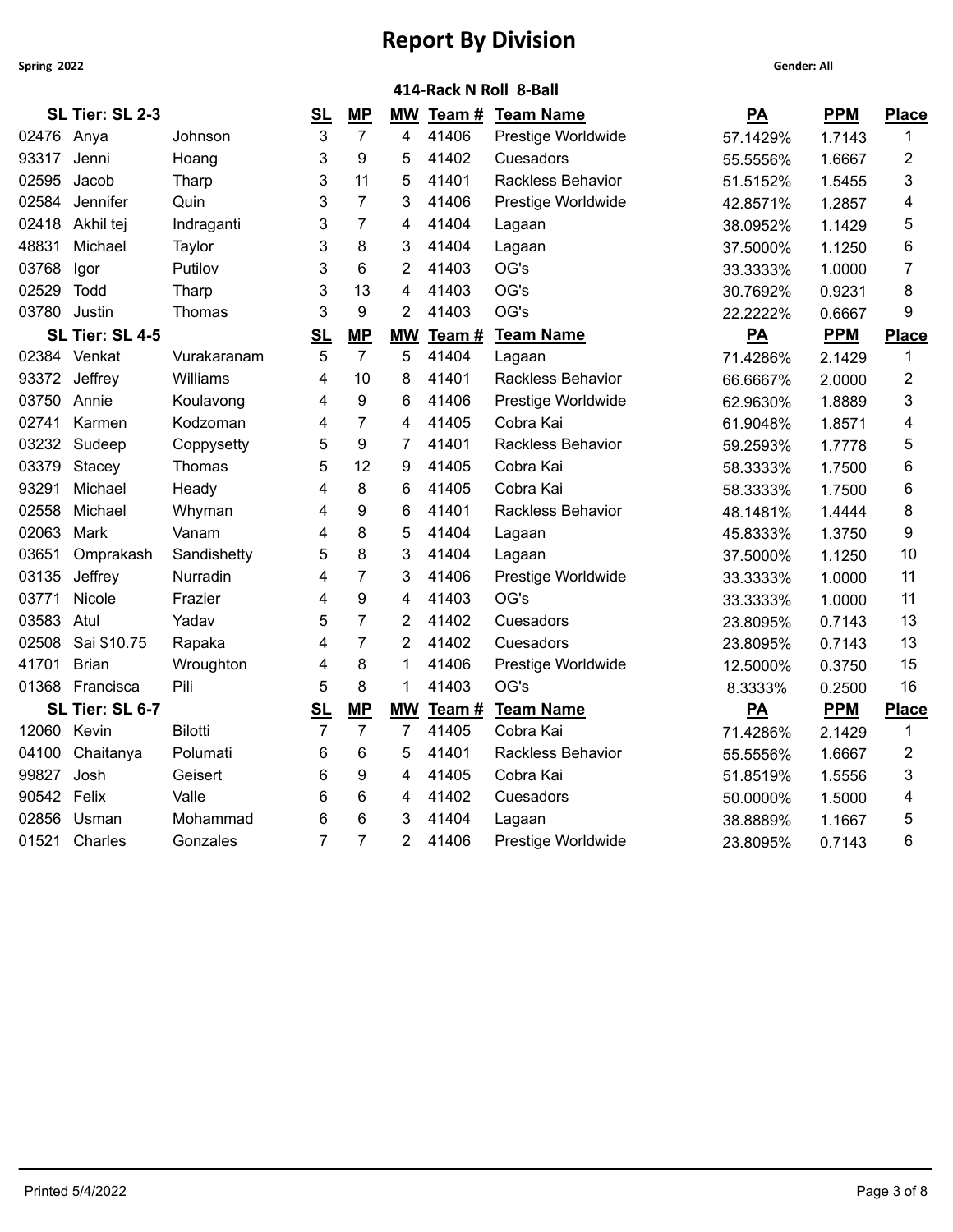# Report By Division

**Spring 2022** **Gender: All**

### 414-Rack N Roll 8-Ball

| SL Tier: SL 2-3 | | | SL | MP | MW | Team # | Team Name | PA | PPM | Place |
|---|---|---|---|---|---|---|---|---|---|---|
| 02476 | Anya | Johnson | 3 | 7 | 4 | 41406 | Prestige Worldwide | 57.1429% | 1.7143 | 1 |
| 93317 | Jenni | Hoang | 3 | 9 | 5 | 41402 | Cuesadors | 55.5556% | 1.6667 | 2 |
| 02595 | Jacob | Tharp | 3 | 11 | 5 | 41401 | Rackless Behavior | 51.5152% | 1.5455 | 3 |
| 02584 | Jennifer | Quin | 3 | 7 | 3 | 41406 | Prestige Worldwide | 42.8571% | 1.2857 | 4 |
| 02418 | Akhil tej | Indraganti | 3 | 7 | 4 | 41404 | Lagaan | 38.0952% | 1.1429 | 5 |
| 48831 | Michael | Taylor | 3 | 8 | 3 | 41404 | Lagaan | 37.5000% | 1.1250 | 6 |
| 03768 | Igor | Putilov | 3 | 6 | 2 | 41403 | OG's | 33.3333% | 1.0000 | 7 |
| 02529 | Todd | Tharp | 3 | 13 | 4 | 41403 | OG's | 30.7692% | 0.9231 | 8 |
| 03780 | Justin | Thomas | 3 | 9 | 2 | 41403 | OG's | 22.2222% | 0.6667 | 9 |
| **SL Tier: SL 4-5** | | | **SL** | **MP** | **MW** | **Team #** | **Team Name** | **PA** | **PPM** | **Place** |
| 02384 | Venkat | Vurakaranam | 5 | 7 | 5 | 41404 | Lagaan | 71.4286% | 2.1429 | 1 |
| 93372 | Jeffrey | Williams | 4 | 10 | 8 | 41401 | Rackless Behavior | 66.6667% | 2.0000 | 2 |
| 03750 | Annie | Koulavong | 4 | 9 | 6 | 41406 | Prestige Worldwide | 62.9630% | 1.8889 | 3 |
| 02741 | Karmen | Kodzoman | 4 | 7 | 4 | 41405 | Cobra Kai | 61.9048% | 1.8571 | 4 |
| 03232 | Sudeep | Coppysetty | 5 | 9 | 7 | 41401 | Rackless Behavior | 59.2593% | 1.7778 | 5 |
| 03379 | Stacey | Thomas | 5 | 12 | 9 | 41405 | Cobra Kai | 58.3333% | 1.7500 | 6 |
| 93291 | Michael | Heady | 4 | 8 | 6 | 41405 | Cobra Kai | 58.3333% | 1.7500 | 6 |
| 02558 | Michael | Whyman | 4 | 9 | 6 | 41401 | Rackless Behavior | 48.1481% | 1.4444 | 8 |
| 02063 | Mark | Vanam | 4 | 8 | 5 | 41404 | Lagaan | 45.8333% | 1.3750 | 9 |
| 03651 | Omprakash | Sandishetty | 5 | 8 | 3 | 41404 | Lagaan | 37.5000% | 1.1250 | 10 |
| 03135 | Jeffrey | Nurradin | 4 | 7 | 3 | 41406 | Prestige Worldwide | 33.3333% | 1.0000 | 11 |
| 03771 | Nicole | Frazier | 4 | 9 | 4 | 41403 | OG's | 33.3333% | 1.0000 | 11 |
| 03583 | Atul | Yadav | 5 | 7 | 2 | 41402 | Cuesadors | 23.8095% | 0.7143 | 13 |
| 02508 | Sai $10.75 | Rapaka | 4 | 7 | 2 | 41402 | Cuesadors | 23.8095% | 0.7143 | 13 |
| 41701 | Brian | Wroughton | 4 | 8 | 1 | 41406 | Prestige Worldwide | 12.5000% | 0.3750 | 15 |
| 01368 | Francisca | Pili | 5 | 8 | 1 | 41403 | OG's | 8.3333% | 0.2500 | 16 |
| **SL Tier: SL 6-7** | | | **SL** | **MP** | **MW** | **Team #** | **Team Name** | **PA** | **PPM** | **Place** |
| 12060 | Kevin | Bilotti | 7 | 7 | 7 | 41405 | Cobra Kai | 71.4286% | 2.1429 | 1 |
| 04100 | Chaitanya | Polumati | 6 | 6 | 5 | 41401 | Rackless Behavior | 55.5556% | 1.6667 | 2 |
| 99827 | Josh | Geisert | 6 | 9 | 4 | 41405 | Cobra Kai | 51.8519% | 1.5556 | 3 |
| 90542 | Felix | Valle | 6 | 6 | 4 | 41402 | Cuesadors | 50.0000% | 1.5000 | 4 |
| 02856 | Usman | Mohammad | 6 | 6 | 3 | 41404 | Lagaan | 38.8889% | 1.1667 | 5 |
| 01521 | Charles | Gonzales | 7 | 7 | 2 | 41406 | Prestige Worldwide | 23.8095% | 0.7143 | 6 |

Printed 5/4/2022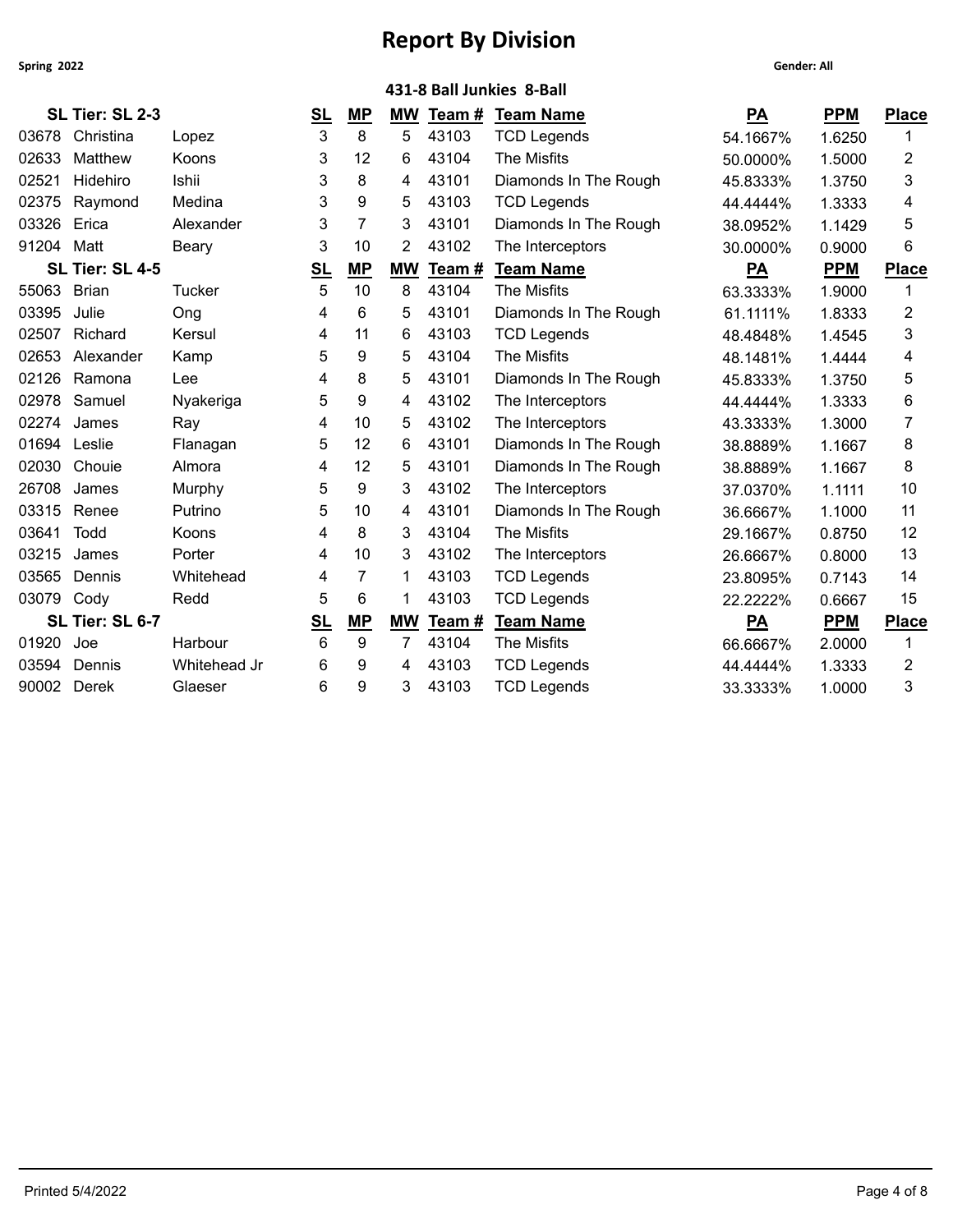# Report By Division

**Spring 2022** | **Gender: All**

### 431-8 Ball Junkies 8-Ball

| SL Tier: SL 2-3 | | | SL | MP | MW | Team # | Team Name | PA | PPM | Place |
|---|---|---|---|---|---|---|---|---|---|---|
| 03678 | Christina | Lopez | 3 | 8 | 5 | 43103 | TCD Legends | 54.1667% | 1.6250 | 1 |
| 02633 | Matthew | Koons | 3 | 12 | 6 | 43104 | The Misfits | 50.0000% | 1.5000 | 2 |
| 02521 | Hidehiro | Ishii | 3 | 8 | 4 | 43101 | Diamonds In The Rough | 45.8333% | 1.3750 | 3 |
| 02375 | Raymond | Medina | 3 | 9 | 5 | 43103 | TCD Legends | 44.4444% | 1.3333 | 4 |
| 03326 | Erica | Alexander | 3 | 7 | 3 | 43101 | Diamonds In The Rough | 38.0952% | 1.1429 | 5 |
| 91204 | Matt | Beary | 3 | 10 | 2 | 43102 | The Interceptors | 30.0000% | 0.9000 | 6 |
| **SL Tier: SL 4-5** | | | **SL** | **MP** | **MW** | **Team #** | **Team Name** | **PA** | **PPM** | **Place** |
| 55063 | Brian | Tucker | 5 | 10 | 8 | 43104 | The Misfits | 63.3333% | 1.9000 | 1 |
| 03395 | Julie | Ong | 4 | 6 | 5 | 43101 | Diamonds In The Rough | 61.1111% | 1.8333 | 2 |
| 02507 | Richard | Kersul | 4 | 11 | 6 | 43103 | TCD Legends | 48.4848% | 1.4545 | 3 |
| 02653 | Alexander | Kamp | 5 | 9 | 5 | 43104 | The Misfits | 48.1481% | 1.4444 | 4 |
| 02126 | Ramona | Lee | 4 | 8 | 5 | 43101 | Diamonds In The Rough | 45.8333% | 1.3750 | 5 |
| 02978 | Samuel | Nyakeriga | 5 | 9 | 4 | 43102 | The Interceptors | 44.4444% | 1.3333 | 6 |
| 02274 | James | Ray | 4 | 10 | 5 | 43102 | The Interceptors | 43.3333% | 1.3000 | 7 |
| 01694 | Leslie | Flanagan | 5 | 12 | 6 | 43101 | Diamonds In The Rough | 38.8889% | 1.1667 | 8 |
| 02030 | Chouie | Almora | 4 | 12 | 5 | 43101 | Diamonds In The Rough | 38.8889% | 1.1667 | 8 |
| 26708 | James | Murphy | 5 | 9 | 3 | 43102 | The Interceptors | 37.0370% | 1.1111 | 10 |
| 03315 | Renee | Putrino | 5 | 10 | 4 | 43101 | Diamonds In The Rough | 36.6667% | 1.1000 | 11 |
| 03641 | Todd | Koons | 4 | 8 | 3 | 43104 | The Misfits | 29.1667% | 0.8750 | 12 |
| 03215 | James | Porter | 4 | 10 | 3 | 43102 | The Interceptors | 26.6667% | 0.8000 | 13 |
| 03565 | Dennis | Whitehead | 4 | 7 | 1 | 43103 | TCD Legends | 23.8095% | 0.7143 | 14 |
| 03079 | Cody | Redd | 5 | 6 | 1 | 43103 | TCD Legends | 22.2222% | 0.6667 | 15 |
| **SL Tier: SL 6-7** | | | **SL** | **MP** | **MW** | **Team #** | **Team Name** | **PA** | **PPM** | **Place** |
| 01920 | Joe | Harbour | 6 | 9 | 7 | 43104 | The Misfits | 66.6667% | 2.0000 | 1 |
| 03594 | Dennis | Whitehead Jr | 6 | 9 | 4 | 43103 | TCD Legends | 44.4444% | 1.3333 | 2 |
| 90002 | Derek | Glaeser | 6 | 9 | 3 | 43103 | TCD Legends | 33.3333% | 1.0000 | 3 |

Printed 5/4/2022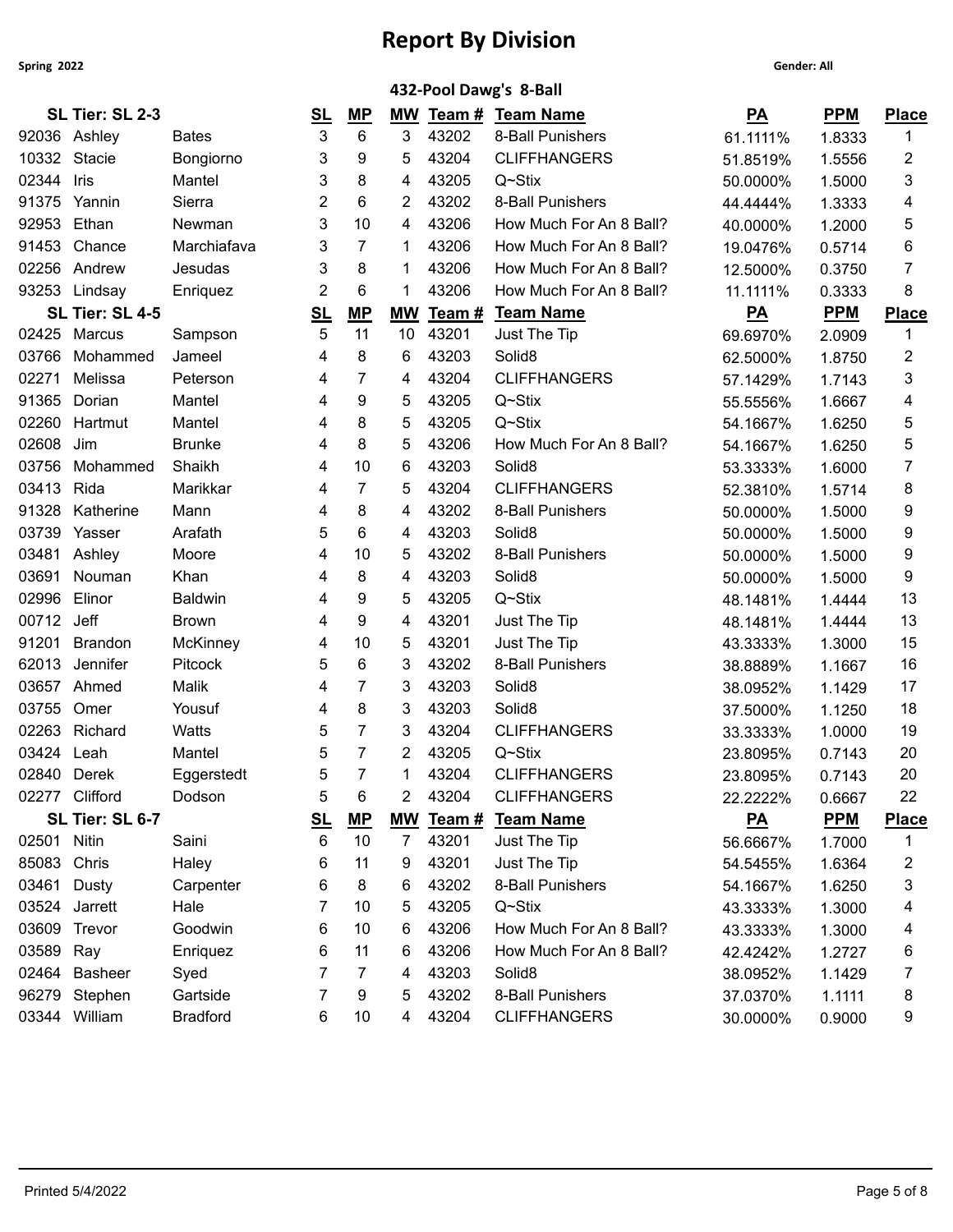# Report By Division

**Spring 2022** | **Gender: All**

## 432-Pool Dawg's 8-Ball

| SL Tier: SL 2-3 | | | SL | MP | MW | Team # | Team Name | PA | PPM | Place |
|---|---|---|---|---|---|---|---|---|---|---|
| 92036 | Ashley | Bates | 3 | 6 | 3 | 43202 | 8-Ball Punishers | 61.1111% | 1.8333 | 1 |
| 10332 | Stacie | Bongiorno | 3 | 9 | 5 | 43204 | CLIFFHANGERS | 51.8519% | 1.5556 | 2 |
| 02344 | Iris | Mantel | 3 | 8 | 4 | 43205 | Q~Stix | 50.0000% | 1.5000 | 3 |
| 91375 | Yannin | Sierra | 2 | 6 | 2 | 43202 | 8-Ball Punishers | 44.4444% | 1.3333 | 4 |
| 92953 | Ethan | Newman | 3 | 10 | 4 | 43206 | How Much For An 8 Ball? | 40.0000% | 1.2000 | 5 |
| 91453 | Chance | Marchiafava | 3 | 7 | 1 | 43206 | How Much For An 8 Ball? | 19.0476% | 0.5714 | 6 |
| 02256 | Andrew | Jesudas | 3 | 8 | 1 | 43206 | How Much For An 8 Ball? | 12.5000% | 0.3750 | 7 |
| 93253 | Lindsay | Enriquez | 2 | 6 | 1 | 43206 | How Much For An 8 Ball? | 11.1111% | 0.3333 | 8 |
| **SL Tier: SL 4-5** | | | **SL** | **MP** | **MW** | **Team #** | **Team Name** | **PA** | **PPM** | **Place** |
| 02425 | Marcus | Sampson | 5 | 11 | 10 | 43201 | Just The Tip | 69.6970% | 2.0909 | 1 |
| 03766 | Mohammed | Jameel | 4 | 8 | 6 | 43203 | Solid8 | 62.5000% | 1.8750 | 2 |
| 02271 | Melissa | Peterson | 4 | 7 | 4 | 43204 | CLIFFHANGERS | 57.1429% | 1.7143 | 3 |
| 91365 | Dorian | Mantel | 4 | 9 | 5 | 43205 | Q~Stix | 55.5556% | 1.6667 | 4 |
| 02260 | Hartmut | Mantel | 4 | 8 | 5 | 43205 | Q~Stix | 54.1667% | 1.6250 | 5 |
| 02608 | Jim | Brunke | 4 | 8 | 5 | 43206 | How Much For An 8 Ball? | 54.1667% | 1.6250 | 5 |
| 03756 | Mohammed | Shaikh | 4 | 10 | 6 | 43203 | Solid8 | 53.3333% | 1.6000 | 7 |
| 03413 | Rida | Marikkar | 4 | 7 | 5 | 43204 | CLIFFHANGERS | 52.3810% | 1.5714 | 8 |
| 91328 | Katherine | Mann | 4 | 8 | 4 | 43202 | 8-Ball Punishers | 50.0000% | 1.5000 | 9 |
| 03739 | Yasser | Arafath | 5 | 6 | 4 | 43203 | Solid8 | 50.0000% | 1.5000 | 9 |
| 03481 | Ashley | Moore | 4 | 10 | 5 | 43202 | 8-Ball Punishers | 50.0000% | 1.5000 | 9 |
| 03691 | Nouman | Khan | 4 | 8 | 4 | 43203 | Solid8 | 50.0000% | 1.5000 | 9 |
| 02996 | Elinor | Baldwin | 4 | 9 | 5 | 43205 | Q~Stix | 48.1481% | 1.4444 | 13 |
| 00712 | Jeff | Brown | 4 | 9 | 4 | 43201 | Just The Tip | 48.1481% | 1.4444 | 13 |
| 91201 | Brandon | McKinney | 4 | 10 | 5 | 43201 | Just The Tip | 43.3333% | 1.3000 | 15 |
| 62013 | Jennifer | Pitcock | 5 | 6 | 3 | 43202 | 8-Ball Punishers | 38.8889% | 1.1667 | 16 |
| 03657 | Ahmed | Malik | 4 | 7 | 3 | 43203 | Solid8 | 38.0952% | 1.1429 | 17 |
| 03755 | Omer | Yousuf | 4 | 8 | 3 | 43203 | Solid8 | 37.5000% | 1.1250 | 18 |
| 02263 | Richard | Watts | 5 | 7 | 3 | 43204 | CLIFFHANGERS | 33.3333% | 1.0000 | 19 |
| 03424 | Leah | Mantel | 5 | 7 | 2 | 43205 | Q~Stix | 23.8095% | 0.7143 | 20 |
| 02840 | Derek | Eggerstedt | 5 | 7 | 1 | 43204 | CLIFFHANGERS | 23.8095% | 0.7143 | 20 |
| 02277 | Clifford | Dodson | 5 | 6 | 2 | 43204 | CLIFFHANGERS | 22.2222% | 0.6667 | 22 |
| **SL Tier: SL 6-7** | | | **SL** | **MP** | **MW** | **Team #** | **Team Name** | **PA** | **PPM** | **Place** |
| 02501 | Nitin | Saini | 6 | 10 | 7 | 43201 | Just The Tip | 56.6667% | 1.7000 | 1 |
| 85083 | Chris | Haley | 6 | 11 | 9 | 43201 | Just The Tip | 54.5455% | 1.6364 | 2 |
| 03461 | Dusty | Carpenter | 6 | 8 | 6 | 43202 | 8-Ball Punishers | 54.1667% | 1.6250 | 3 |
| 03524 | Jarrett | Hale | 7 | 10 | 5 | 43205 | Q~Stix | 43.3333% | 1.3000 | 4 |
| 03609 | Trevor | Goodwin | 6 | 10 | 6 | 43206 | How Much For An 8 Ball? | 43.3333% | 1.3000 | 4 |
| 03589 | Ray | Enriquez | 6 | 11 | 6 | 43206 | How Much For An 8 Ball? | 42.4242% | 1.2727 | 6 |
| 02464 | Basheer | Syed | 7 | 7 | 4 | 43203 | Solid8 | 38.0952% | 1.1429 | 7 |
| 96279 | Stephen | Gartside | 7 | 9 | 5 | 43202 | 8-Ball Punishers | 37.0370% | 1.1111 | 8 |
| 03344 | William | Bradford | 6 | 10 | 4 | 43204 | CLIFFHANGERS | 30.0000% | 0.9000 | 9 |

Printed 5/4/2022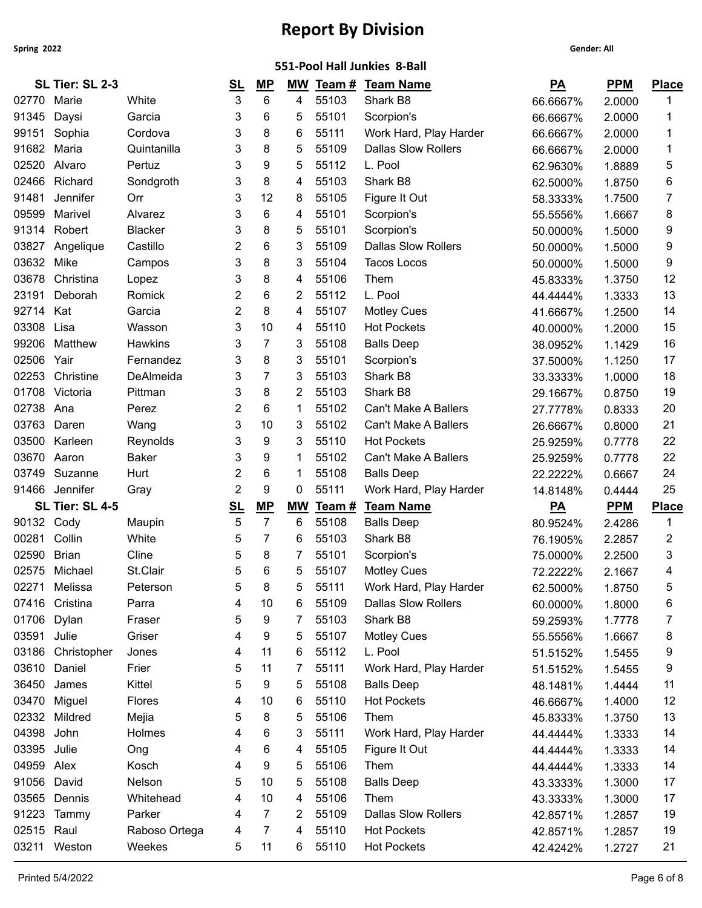# Report By Division

**Spring 2022** | **Gender: All**

## 551-Pool Hall Junkies 8-Ball

| SL Tier: SL 2-3 | | | SL | MP | MW | Team # | Team Name | PA | PPM | Place |
|---|---|---|---|---|---|---|---|---|---|---|
| 02770 | Marie | White | 3 | 6 | 4 | 55103 | Shark B8 | 66.6667% | 2.0000 | 1 |
| 91345 | Daysi | Garcia | 3 | 6 | 5 | 55101 | Scorpion's | 66.6667% | 2.0000 | 1 |
| 99151 | Sophia | Cordova | 3 | 8 | 6 | 55111 | Work Hard, Play Harder | 66.6667% | 2.0000 | 1 |
| 91682 | Maria | Quintanilla | 3 | 8 | 5 | 55109 | Dallas Slow Rollers | 66.6667% | 2.0000 | 1 |
| 02520 | Alvaro | Pertuz | 3 | 9 | 5 | 55112 | L. Pool | 62.9630% | 1.8889 | 5 |
| 02466 | Richard | Sondgroth | 3 | 8 | 4 | 55103 | Shark B8 | 62.5000% | 1.8750 | 6 |
| 91481 | Jennifer | Orr | 3 | 12 | 8 | 55105 | Figure It Out | 58.3333% | 1.7500 | 7 |
| 09599 | Marivel | Alvarez | 3 | 6 | 4 | 55101 | Scorpion's | 55.5556% | 1.6667 | 8 |
| 91314 | Robert | Blacker | 3 | 8 | 5 | 55101 | Scorpion's | 50.0000% | 1.5000 | 9 |
| 03827 | Angelique | Castillo | 2 | 6 | 3 | 55109 | Dallas Slow Rollers | 50.0000% | 1.5000 | 9 |
| 03632 | Mike | Campos | 3 | 8 | 3 | 55104 | Tacos Locos | 50.0000% | 1.5000 | 9 |
| 03678 | Christina | Lopez | 3 | 8 | 4 | 55106 | Them | 45.8333% | 1.3750 | 12 |
| 23191 | Deborah | Romick | 2 | 6 | 2 | 55112 | L. Pool | 44.4444% | 1.3333 | 13 |
| 92714 | Kat | Garcia | 2 | 8 | 4 | 55107 | Motley Cues | 41.6667% | 1.2500 | 14 |
| 03308 | Lisa | Wasson | 3 | 10 | 4 | 55110 | Hot Pockets | 40.0000% | 1.2000 | 15 |
| 99206 | Matthew | Hawkins | 3 | 7 | 3 | 55108 | Balls Deep | 38.0952% | 1.1429 | 16 |
| 02506 | Yair | Fernandez | 3 | 8 | 3 | 55101 | Scorpion's | 37.5000% | 1.1250 | 17 |
| 02253 | Christine | DeAlmeida | 3 | 7 | 3 | 55103 | Shark B8 | 33.3333% | 1.0000 | 18 |
| 01708 | Victoria | Pittman | 3 | 8 | 2 | 55103 | Shark B8 | 29.1667% | 0.8750 | 19 |
| 02738 | Ana | Perez | 2 | 6 | 1 | 55102 | Can't Make A Ballers | 27.7778% | 0.8333 | 20 |
| 03763 | Daren | Wang | 3 | 10 | 3 | 55102 | Can't Make A Ballers | 26.6667% | 0.8000 | 21 |
| 03500 | Karleen | Reynolds | 3 | 9 | 3 | 55110 | Hot Pockets | 25.9259% | 0.7778 | 22 |
| 03670 | Aaron | Baker | 3 | 9 | 1 | 55102 | Can't Make A Ballers | 25.9259% | 0.7778 | 22 |
| 03749 | Suzanne | Hurt | 2 | 6 | 1 | 55108 | Balls Deep | 22.2222% | 0.6667 | 24 |
| 91466 | Jennifer | Gray | 2 | 9 | 0 | 55111 | Work Hard, Play Harder | 14.8148% | 0.4444 | 25 |

| SL Tier: SL 4-5 | | | SL | MP | MW | Team # | Team Name | PA | PPM | Place |
|---|---|---|---|---|---|---|---|---|---|---|
| 90132 | Cody | Maupin | 5 | 7 | 6 | 55108 | Balls Deep | 80.9524% | 2.4286 | 1 |
| 00281 | Collin | White | 5 | 7 | 6 | 55103 | Shark B8 | 76.1905% | 2.2857 | 2 |
| 02590 | Brian | Cline | 5 | 8 | 7 | 55101 | Scorpion's | 75.0000% | 2.2500 | 3 |
| 02575 | Michael | St.Clair | 5 | 6 | 5 | 55107 | Motley Cues | 72.2222% | 2.1667 | 4 |
| 02271 | Melissa | Peterson | 5 | 8 | 5 | 55111 | Work Hard, Play Harder | 62.5000% | 1.8750 | 5 |
| 07416 | Cristina | Parra | 4 | 10 | 6 | 55109 | Dallas Slow Rollers | 60.0000% | 1.8000 | 6 |
| 01706 | Dylan | Fraser | 5 | 9 | 7 | 55103 | Shark B8 | 59.2593% | 1.7778 | 7 |
| 03591 | Julie | Griser | 4 | 9 | 5 | 55107 | Motley Cues | 55.5556% | 1.6667 | 8 |
| 03186 | Christopher | Jones | 4 | 11 | 6 | 55112 | L. Pool | 51.5152% | 1.5455 | 9 |
| 03610 | Daniel | Frier | 5 | 11 | 7 | 55111 | Work Hard, Play Harder | 51.5152% | 1.5455 | 9 |
| 36450 | James | Kittel | 5 | 9 | 5 | 55108 | Balls Deep | 48.1481% | 1.4444 | 11 |
| 03470 | Miguel | Flores | 4 | 10 | 6 | 55110 | Hot Pockets | 46.6667% | 1.4000 | 12 |
| 02332 | Mildred | Mejia | 5 | 8 | 5 | 55106 | Them | 45.8333% | 1.3750 | 13 |
| 04398 | John | Holmes | 4 | 6 | 3 | 55111 | Work Hard, Play Harder | 44.4444% | 1.3333 | 14 |
| 03395 | Julie | Ong | 4 | 6 | 4 | 55105 | Figure It Out | 44.4444% | 1.3333 | 14 |
| 04959 | Alex | Kosch | 4 | 9 | 5 | 55106 | Them | 44.4444% | 1.3333 | 14 |
| 91056 | David | Nelson | 5 | 10 | 5 | 55108 | Balls Deep | 43.3333% | 1.3000 | 17 |
| 03565 | Dennis | Whitehead | 4 | 10 | 4 | 55106 | Them | 43.3333% | 1.3000 | 17 |
| 91223 | Tammy | Parker | 4 | 7 | 2 | 55109 | Dallas Slow Rollers | 42.8571% | 1.2857 | 19 |
| 02515 | Raul | Raboso Ortega | 4 | 7 | 4 | 55110 | Hot Pockets | 42.8571% | 1.2857 | 19 |
| 03211 | Weston | Weekes | 5 | 11 | 6 | 55110 | Hot Pockets | 42.4242% | 1.2727 | 21 |

Printed 5/4/2022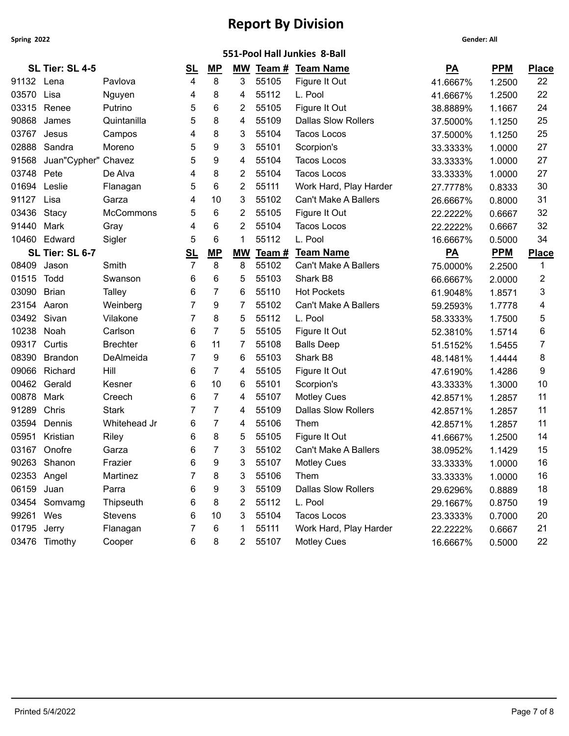# Report By Division

**Spring 2022** **Gender: All**

### 551-Pool Hall Junkies 8-Ball

| SL Tier: SL 4-5 | | | SL | MP | MW | Team # | Team Name | PA | PPM | Place |
|---|---|---|---|---|---|---|---|---|---|---|
| 91132 | Lena | Pavlova | 4 | 8 | 3 | 55105 | Figure It Out | 41.6667% | 1.2500 | 22 |
| 03570 | Lisa | Nguyen | 4 | 8 | 4 | 55112 | L. Pool | 41.6667% | 1.2500 | 22 |
| 03315 | Renee | Putrino | 5 | 6 | 2 | 55105 | Figure It Out | 38.8889% | 1.1667 | 24 |
| 90868 | James | Quintanilla | 5 | 8 | 4 | 55109 | Dallas Slow Rollers | 37.5000% | 1.1250 | 25 |
| 03767 | Jesus | Campos | 4 | 8 | 3 | 55104 | Tacos Locos | 37.5000% | 1.1250 | 25 |
| 02888 | Sandra | Moreno | 5 | 9 | 3 | 55101 | Scorpion's | 33.3333% | 1.0000 | 27 |
| 91568 | Juan"Cypher" | Chavez | 5 | 9 | 4 | 55104 | Tacos Locos | 33.3333% | 1.0000 | 27 |
| 03748 | Pete | De Alva | 4 | 8 | 2 | 55104 | Tacos Locos | 33.3333% | 1.0000 | 27 |
| 01694 | Leslie | Flanagan | 5 | 6 | 2 | 55111 | Work Hard, Play Harder | 27.7778% | 0.8333 | 30 |
| 91127 | Lisa | Garza | 4 | 10 | 3 | 55102 | Can't Make A Ballers | 26.6667% | 0.8000 | 31 |
| 03436 | Stacy | McCommons | 5 | 6 | 2 | 55105 | Figure It Out | 22.2222% | 0.6667 | 32 |
| 91440 | Mark | Gray | 4 | 6 | 2 | 55104 | Tacos Locos | 22.2222% | 0.6667 | 32 |
| 10460 | Edward | Sigler | 5 | 6 | 1 | 55112 | L. Pool | 16.6667% | 0.5000 | 34 |

| SL Tier: SL 6-7 | | | SL | MP | MW | Team # | Team Name | PA | PPM | Place |
|---|---|---|---|---|---|---|---|---|---|---|
| 08409 | Jason | Smith | 7 | 8 | 8 | 55102 | Can't Make A Ballers | 75.0000% | 2.2500 | 1 |
| 01515 | Todd | Swanson | 6 | 6 | 5 | 55103 | Shark B8 | 66.6667% | 2.0000 | 2 |
| 03090 | Brian | Talley | 6 | 7 | 6 | 55110 | Hot Pockets | 61.9048% | 1.8571 | 3 |
| 23154 | Aaron | Weinberg | 7 | 9 | 7 | 55102 | Can't Make A Ballers | 59.2593% | 1.7778 | 4 |
| 03492 | Sivan | Vilakone | 7 | 8 | 5 | 55112 | L. Pool | 58.3333% | 1.7500 | 5 |
| 10238 | Noah | Carlson | 6 | 7 | 5 | 55105 | Figure It Out | 52.3810% | 1.5714 | 6 |
| 09317 | Curtis | Brechter | 6 | 11 | 7 | 55108 | Balls Deep | 51.5152% | 1.5455 | 7 |
| 08390 | Brandon | DeAlmeida | 7 | 9 | 6 | 55103 | Shark B8 | 48.1481% | 1.4444 | 8 |
| 09066 | Richard | Hill | 6 | 7 | 4 | 55105 | Figure It Out | 47.6190% | 1.4286 | 9 |
| 00462 | Gerald | Kesner | 6 | 10 | 6 | 55101 | Scorpion's | 43.3333% | 1.3000 | 10 |
| 00878 | Mark | Creech | 6 | 7 | 4 | 55107 | Motley Cues | 42.8571% | 1.2857 | 11 |
| 91289 | Chris | Stark | 7 | 7 | 4 | 55109 | Dallas Slow Rollers | 42.8571% | 1.2857 | 11 |
| 03594 | Dennis | Whitehead Jr | 6 | 7 | 4 | 55106 | Them | 42.8571% | 1.2857 | 11 |
| 05951 | Kristian | Riley | 6 | 8 | 5 | 55105 | Figure It Out | 41.6667% | 1.2500 | 14 |
| 03167 | Onofre | Garza | 6 | 7 | 3 | 55102 | Can't Make A Ballers | 38.0952% | 1.1429 | 15 |
| 90263 | Shanon | Frazier | 6 | 9 | 3 | 55107 | Motley Cues | 33.3333% | 1.0000 | 16 |
| 02353 | Angel | Martinez | 7 | 8 | 3 | 55106 | Them | 33.3333% | 1.0000 | 16 |
| 06159 | Juan | Parra | 6 | 9 | 3 | 55109 | Dallas Slow Rollers | 29.6296% | 0.8889 | 18 |
| 03454 | Somvamg | Thipseuth | 6 | 8 | 2 | 55112 | L. Pool | 29.1667% | 0.8750 | 19 |
| 99261 | Wes | Stevens | 6 | 10 | 3 | 55104 | Tacos Locos | 23.3333% | 0.7000 | 20 |
| 01795 | Jerry | Flanagan | 7 | 6 | 1 | 55111 | Work Hard, Play Harder | 22.2222% | 0.6667 | 21 |
| 03476 | Timothy | Cooper | 6 | 8 | 2 | 55107 | Motley Cues | 16.6667% | 0.5000 | 22 |

Printed 5/4/2022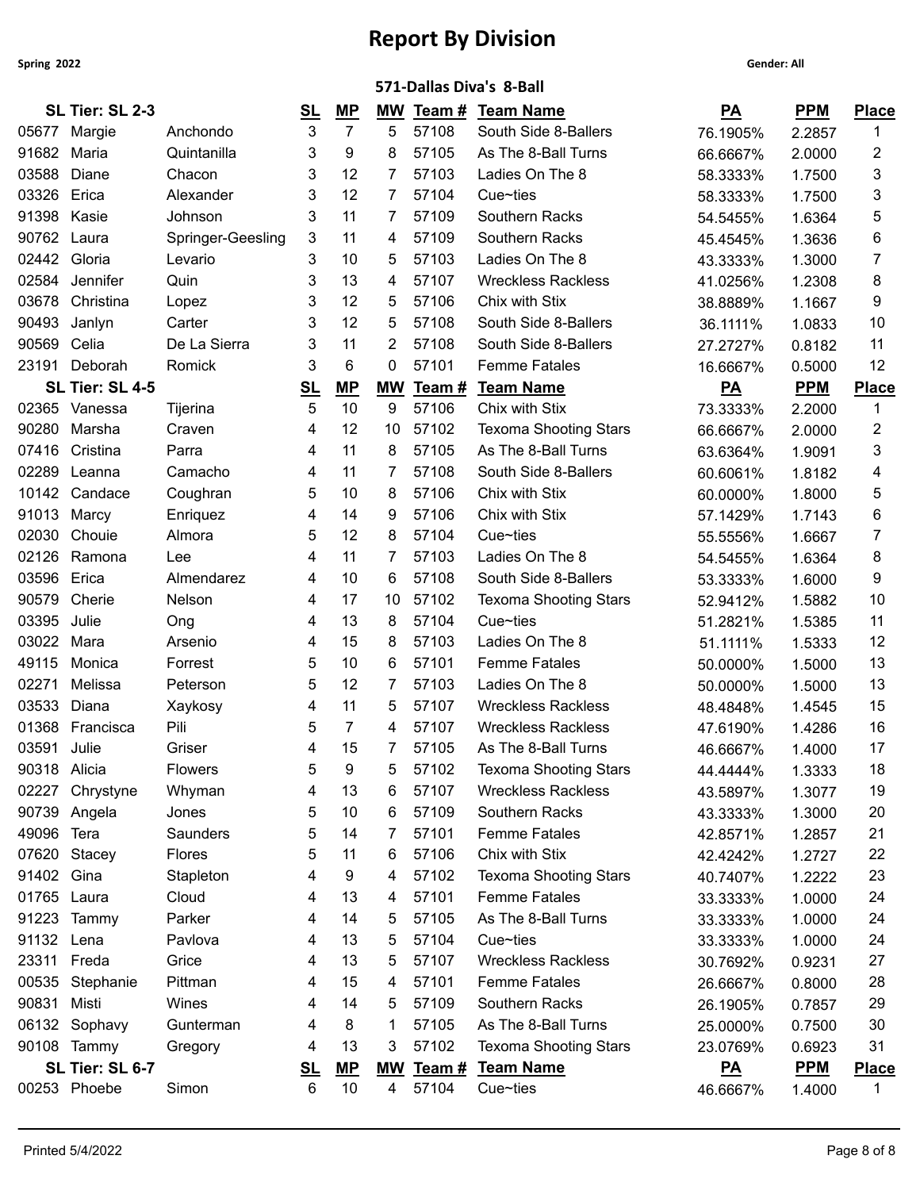# Report By Division

**Spring 2022** **Gender: All**

## 571-Dallas Diva's 8-Ball

| SL Tier: SL 2-3 | | | SL | MP | MW | Team # | Team Name | PA | PPM | Place |
|---|---|---|---|---|---|---|---|---|---|---|
| 05677 | Margie | Anchondo | 3 | 7 | 5 | 57108 | South Side 8-Ballers | 76.1905% | 2.2857 | 1 |
| 91682 | Maria | Quintanilla | 3 | 9 | 8 | 57105 | As The 8-Ball Turns | 66.6667% | 2.0000 | 2 |
| 03588 | Diane | Chacon | 3 | 12 | 7 | 57103 | Ladies On The 8 | 58.3333% | 1.7500 | 3 |
| 03326 | Erica | Alexander | 3 | 12 | 7 | 57104 | Cue~ties | 58.3333% | 1.7500 | 3 |
| 91398 | Kasie | Johnson | 3 | 11 | 7 | 57109 | Southern Racks | 54.5455% | 1.6364 | 5 |
| 90762 | Laura | Springer-Geesling | 3 | 11 | 4 | 57109 | Southern Racks | 45.4545% | 1.3636 | 6 |
| 02442 | Gloria | Levario | 3 | 10 | 5 | 57103 | Ladies On The 8 | 43.3333% | 1.3000 | 7 |
| 02584 | Jennifer | Quin | 3 | 13 | 4 | 57107 | Wreckless Rackless | 41.0256% | 1.2308 | 8 |
| 03678 | Christina | Lopez | 3 | 12 | 5 | 57106 | Chix with Stix | 38.8889% | 1.1667 | 9 |
| 90493 | Janlyn | Carter | 3 | 12 | 5 | 57108 | South Side 8-Ballers | 36.1111% | 1.0833 | 10 |
| 90569 | Celia | De La Sierra | 3 | 11 | 2 | 57108 | South Side 8-Ballers | 27.2727% | 0.8182 | 11 |
| 23191 | Deborah | Romick | 3 | 6 | 0 | 57101 | Femme Fatales | 16.6667% | 0.5000 | 12 |

| SL Tier: SL 4-5 | | | SL | MP | MW | Team # | Team Name | PA | PPM | Place |
|---|---|---|---|---|---|---|---|---|---|---|
| 02365 | Vanessa | Tijerina | 5 | 10 | 9 | 57106 | Chix with Stix | 73.3333% | 2.2000 | 1 |
| 90280 | Marsha | Craven | 4 | 12 | 10 | 57102 | Texoma Shooting Stars | 66.6667% | 2.0000 | 2 |
| 07416 | Cristina | Parra | 4 | 11 | 8 | 57105 | As The 8-Ball Turns | 63.6364% | 1.9091 | 3 |
| 02289 | Leanna | Camacho | 4 | 11 | 7 | 57108 | South Side 8-Ballers | 60.6061% | 1.8182 | 4 |
| 10142 | Candace | Coughran | 5 | 10 | 8 | 57106 | Chix with Stix | 60.0000% | 1.8000 | 5 |
| 91013 | Marcy | Enriquez | 4 | 14 | 9 | 57106 | Chix with Stix | 57.1429% | 1.7143 | 6 |
| 02030 | Chouie | Almora | 5 | 12 | 8 | 57104 | Cue~ties | 55.5556% | 1.6667 | 7 |
| 02126 | Ramona | Lee | 4 | 11 | 7 | 57103 | Ladies On The 8 | 54.5455% | 1.6364 | 8 |
| 03596 | Erica | Almendarez | 4 | 10 | 6 | 57108 | South Side 8-Ballers | 53.3333% | 1.6000 | 9 |
| 90579 | Cherie | Nelson | 4 | 17 | 10 | 57102 | Texoma Shooting Stars | 52.9412% | 1.5882 | 10 |
| 03395 | Julie | Ong | 4 | 13 | 8 | 57104 | Cue~ties | 51.2821% | 1.5385 | 11 |
| 03022 | Mara | Arsenio | 4 | 15 | 8 | 57103 | Ladies On The 8 | 51.1111% | 1.5333 | 12 |
| 49115 | Monica | Forrest | 5 | 10 | 6 | 57101 | Femme Fatales | 50.0000% | 1.5000 | 13 |
| 02271 | Melissa | Peterson | 5 | 12 | 7 | 57103 | Ladies On The 8 | 50.0000% | 1.5000 | 13 |
| 03533 | Diana | Xaykosy | 4 | 11 | 5 | 57107 | Wreckless Rackless | 48.4848% | 1.4545 | 15 |
| 01368 | Francisca | Pili | 5 | 7 | 4 | 57107 | Wreckless Rackless | 47.6190% | 1.4286 | 16 |
| 03591 | Julie | Griser | 4 | 15 | 7 | 57105 | As The 8-Ball Turns | 46.6667% | 1.4000 | 17 |
| 90318 | Alicia | Flowers | 5 | 9 | 5 | 57102 | Texoma Shooting Stars | 44.4444% | 1.3333 | 18 |
| 02227 | Chrystyne | Whyman | 4 | 13 | 6 | 57107 | Wreckless Rackless | 43.5897% | 1.3077 | 19 |
| 90739 | Angela | Jones | 5 | 10 | 6 | 57109 | Southern Racks | 43.3333% | 1.3000 | 20 |
| 49096 | Tera | Saunders | 5 | 14 | 7 | 57101 | Femme Fatales | 42.8571% | 1.2857 | 21 |
| 07620 | Stacey | Flores | 5 | 11 | 6 | 57106 | Chix with Stix | 42.4242% | 1.2727 | 22 |
| 91402 | Gina | Stapleton | 4 | 9 | 4 | 57102 | Texoma Shooting Stars | 40.7407% | 1.2222 | 23 |
| 01765 | Laura | Cloud | 4 | 13 | 4 | 57101 | Femme Fatales | 33.3333% | 1.0000 | 24 |
| 91223 | Tammy | Parker | 4 | 14 | 5 | 57105 | As The 8-Ball Turns | 33.3333% | 1.0000 | 24 |
| 91132 | Lena | Pavlova | 4 | 13 | 5 | 57104 | Cue~ties | 33.3333% | 1.0000 | 24 |
| 23311 | Freda | Grice | 4 | 13 | 5 | 57107 | Wreckless Rackless | 30.7692% | 0.9231 | 27 |
| 00535 | Stephanie | Pittman | 4 | 15 | 4 | 57101 | Femme Fatales | 26.6667% | 0.8000 | 28 |
| 90831 | Misti | Wines | 4 | 14 | 5 | 57109 | Southern Racks | 26.1905% | 0.7857 | 29 |
| 06132 | Sophavy | Gunterman | 4 | 8 | 1 | 57105 | As The 8-Ball Turns | 25.0000% | 0.7500 | 30 |
| 90108 | Tammy | Gregory | 4 | 13 | 3 | 57102 | Texoma Shooting Stars | 23.0769% | 0.6923 | 31 |

| SL Tier: SL 6-7 | | | SL | MP | MW | Team # | Team Name | PA | PPM | Place |
|---|---|---|---|---|---|---|---|---|---|---|
| 00253 | Phoebe | Simon | 6 | 10 | 4 | 57104 | Cue~ties | 46.6667% | 1.4000 | 1 |

Printed 5/4/2022